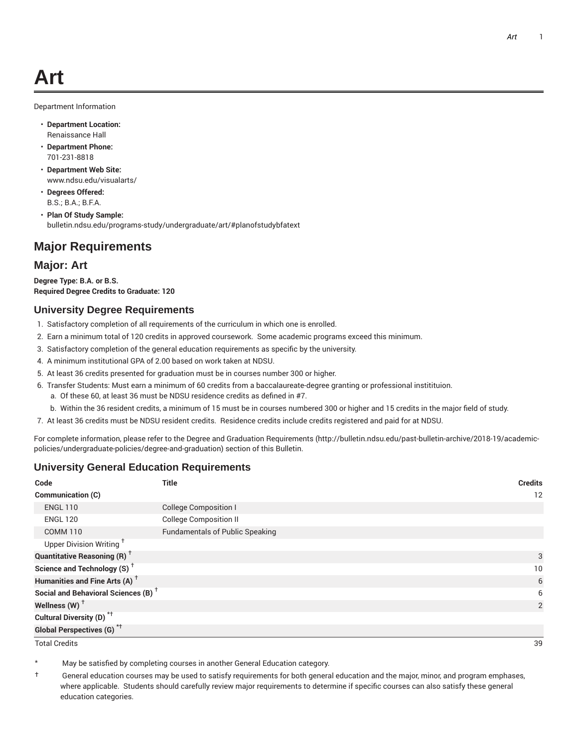# Art

Department Information

- **Department Location:**
  Renaissance Hall
- **Department Phone:**
  701-231-8818
- **Department Web Site:**
  www.ndsu.edu/visualarts/
- **Degrees Offered:**
  B.S.; B.A.; B.F.A.
- **Plan Of Study Sample:**
  bulletin.ndsu.edu/programs-study/undergraduate/art/#planofstudybfatext

## Major Requirements

## Major: Art

**Degree Type: B.A. or B.S.**
**Required Degree Credits to Graduate: 120**

### University Degree Requirements

1. Satisfactory completion of all requirements of the curriculum in which one is enrolled.
2. Earn a minimum total of 120 credits in approved coursework. Some academic programs exceed this minimum.
3. Satisfactory completion of the general education requirements as specific by the university.
4. A minimum institutional GPA of 2.00 based on work taken at NDSU.
5. At least 36 credits presented for graduation must be in courses number 300 or higher.
6. Transfer Students: Must earn a minimum of 60 credits from a baccalaureate-degree granting or professional instititiuon.
   a. Of these 60, at least 36 must be NDSU residence credits as defined in #7.
   b. Within the 36 resident credits, a minimum of 15 must be in courses numbered 300 or higher and 15 credits in the major field of study.
7. At least 36 credits must be NDSU resident credits. Residence credits include credits registered and paid for at NDSU.

For complete information, please refer to the Degree and Graduation Requirements (http://bulletin.ndsu.edu/past-bulletin-archive/2018-19/academic-policies/undergraduate-policies/degree-and-graduation) section of this Bulletin.

### University General Education Requirements

| Code | Title | Credits |
| --- | --- | --- |
| **Communication (C)** | | 12 |
| ENGL 110 | College Composition I | |
| ENGL 120 | College Composition II | |
| COMM 110 | Fundamentals of Public Speaking | |
| Upper Division Writing † | | |
| **Quantitative Reasoning (R)** † | | 3 |
| **Science and Technology (S)** † | | 10 |
| **Humanities and Fine Arts (A)** † | | 6 |
| **Social and Behavioral Sciences (B)** † | | 6 |
| **Wellness (W)** † | | 2 |
| **Cultural Diversity (D)** *† | | |
| **Global Perspectives (G)** *† | | |
| Total Credits | | 39 |

\* May be satisfied by completing courses in another General Education category.

† General education courses may be used to satisfy requirements for both general education and the major, minor, and program emphases, where applicable. Students should carefully review major requirements to determine if specific courses can also satisfy these general education categories.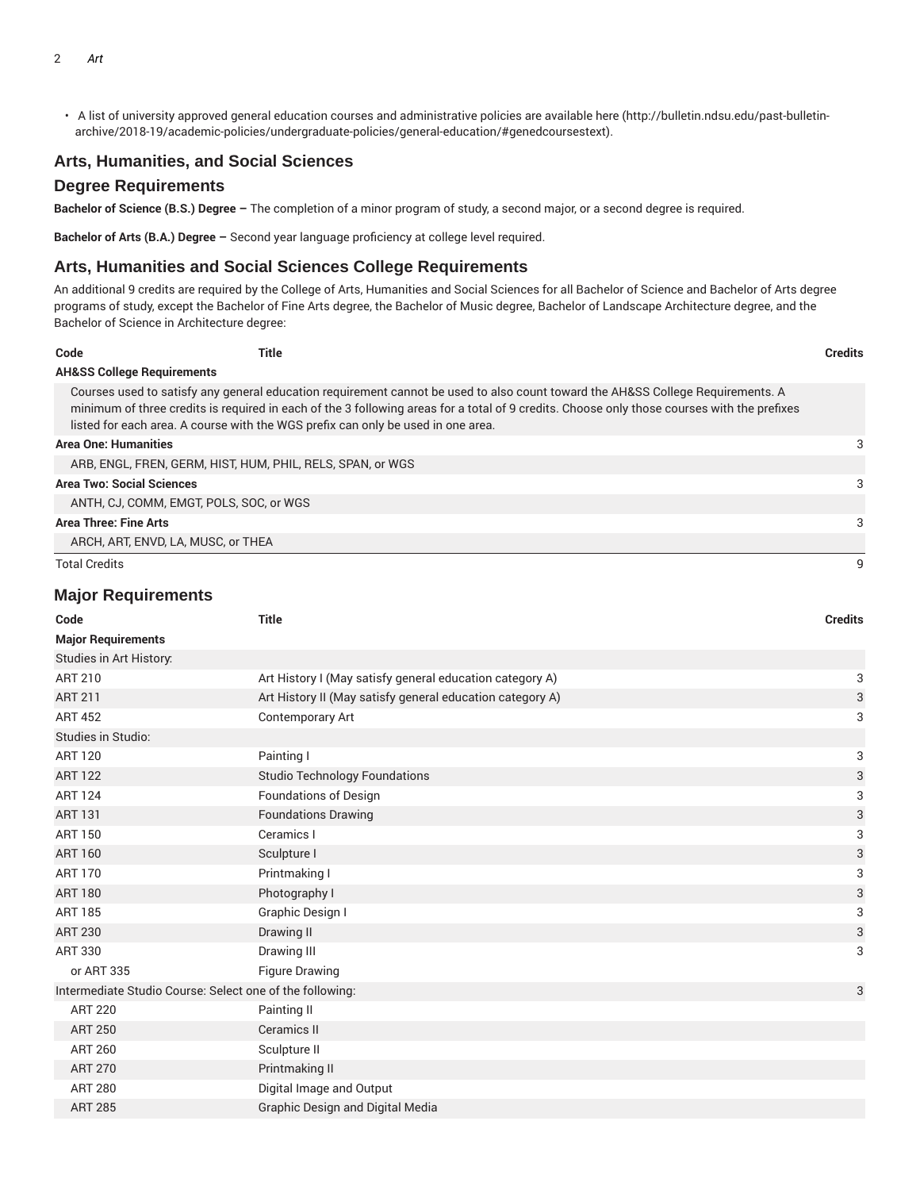- A list of university approved general education courses and administrative policies are available here (http://bulletin.ndsu.edu/past-bulletin-archive/2018-19/academic-policies/undergraduate-policies/general-education/#genedcoursestext).

## Arts, Humanities, and Social Sciences

## Degree Requirements

**Bachelor of Science (B.S.) Degree –** The completion of a minor program of study, a second major, or a second degree is required.

**Bachelor of Arts (B.A.) Degree –** Second year language proficiency at college level required.

## Arts, Humanities and Social Sciences College Requirements

An additional 9 credits are required by the College of Arts, Humanities and Social Sciences for all Bachelor of Science and Bachelor of Arts degree programs of study, except the Bachelor of Fine Arts degree, the Bachelor of Music degree, Bachelor of Landscape Architecture degree, and the Bachelor of Science in Architecture degree:

| Code | Title | Credits |
| --- | --- | --- |
| **AH&SS College Requirements** | | |
| Courses used to satisfy any general education requirement cannot be used to also count toward the AH&SS College Requirements. A minimum of three credits is required in each of the 3 following areas for a total of 9 credits. Choose only those courses with the prefixes listed for each area. A course with the WGS prefix can only be used in one area. | | |
| **Area One: Humanities** | | 3 |
| ARB, ENGL, FREN, GERM, HIST, HUM, PHIL, RELS, SPAN, or WGS | | |
| **Area Two: Social Sciences** | | 3 |
| ANTH, CJ, COMM, EMGT, POLS, SOC, or WGS | | |
| **Area Three: Fine Arts** | | 3 |
| ARCH, ART, ENVD, LA, MUSC, or THEA | | |
| Total Credits | | 9 |

## Major Requirements

| Code | Title | Credits |
| --- | --- | --- |
| **Major Requirements** | | |
| Studies in Art History: | | |
| ART 210 | Art History I (May satisfy general education category A) | 3 |
| ART 211 | Art History II (May satisfy general education category A) | 3 |
| ART 452 | Contemporary Art | 3 |
| Studies in Studio: | | |
| ART 120 | Painting I | 3 |
| ART 122 | Studio Technology Foundations | 3 |
| ART 124 | Foundations of Design | 3 |
| ART 131 | Foundations Drawing | 3 |
| ART 150 | Ceramics I | 3 |
| ART 160 | Sculpture I | 3 |
| ART 170 | Printmaking I | 3 |
| ART 180 | Photography I | 3 |
| ART 185 | Graphic Design I | 3 |
| ART 230 | Drawing II | 3 |
| ART 330 | Drawing III | 3 |
| or ART 335 | Figure Drawing | |
| Intermediate Studio Course: Select one of the following: | | 3 |
| ART 220 | Painting II | |
| ART 250 | Ceramics II | |
| ART 260 | Sculpture II | |
| ART 270 | Printmaking II | |
| ART 280 | Digital Image and Output | |
| ART 285 | Graphic Design and Digital Media | |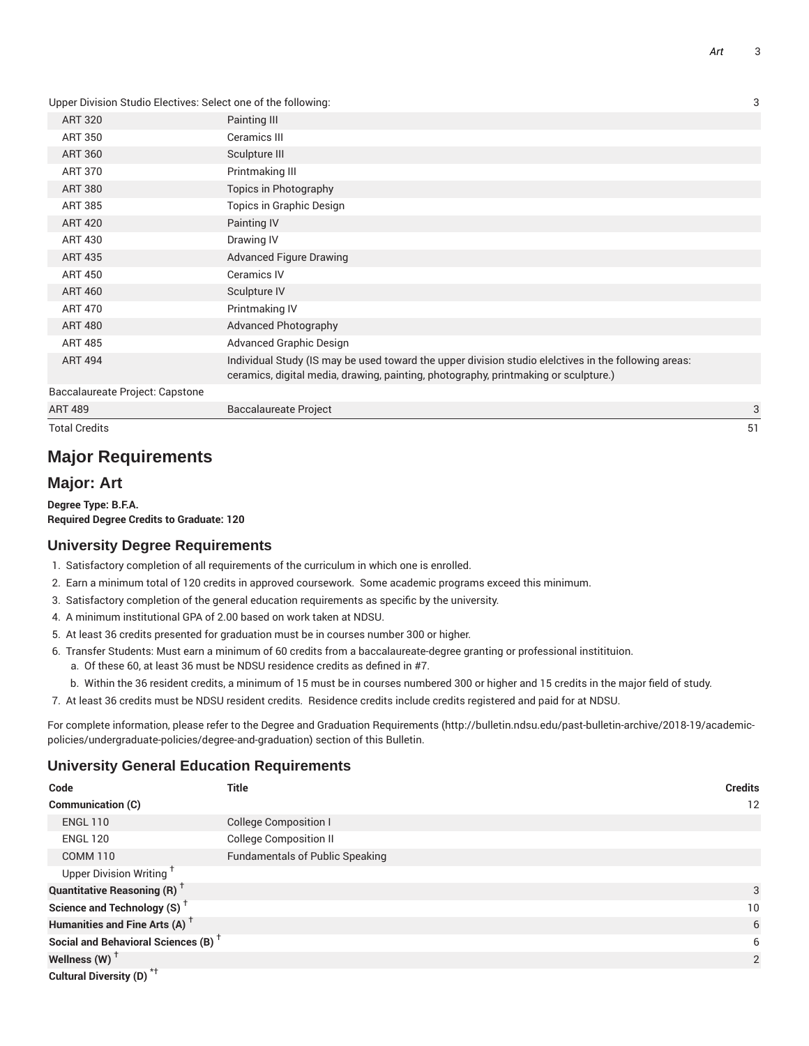| | | |
|---|---|---|
| Upper Division Studio Electives: Select one of the following: | | 3 |
| ART 320 | Painting III | |
| ART 350 | Ceramics III | |
| ART 360 | Sculpture III | |
| ART 370 | Printmaking III | |
| ART 380 | Topics in Photography | |
| ART 385 | Topics in Graphic Design | |
| ART 420 | Painting IV | |
| ART 430 | Drawing IV | |
| ART 435 | Advanced Figure Drawing | |
| ART 450 | Ceramics IV | |
| ART 460 | Sculpture IV | |
| ART 470 | Printmaking IV | |
| ART 480 | Advanced Photography | |
| ART 485 | Advanced Graphic Design | |
| ART 494 | Individual Study (IS may be used toward the upper division studio elelctives in the following areas: ceramics, digital media, drawing, painting, photography, printmaking or sculpture.) | |
| Baccalaureate Project: Capstone | | |
| ART 489 | Baccalaureate Project | 3 |
| Total Credits | | 51 |

# Major Requirements

## Major: Art

**Degree Type: B.F.A.**
**Required Degree Credits to Graduate: 120**

### University Degree Requirements

1. Satisfactory completion of all requirements of the curriculum in which one is enrolled.
2. Earn a minimum total of 120 credits in approved coursework. Some academic programs exceed this minimum.
3. Satisfactory completion of the general education requirements as specific by the university.
4. A minimum institutional GPA of 2.00 based on work taken at NDSU.
5. At least 36 credits presented for graduation must be in courses number 300 or higher.
6. Transfer Students: Must earn a minimum of 60 credits from a baccalaureate-degree granting or professional instititution.
   a. Of these 60, at least 36 must be NDSU residence credits as defined in #7.
   b. Within the 36 resident credits, a minimum of 15 must be in courses numbered 300 or higher and 15 credits in the major field of study.
7. At least 36 credits must be NDSU resident credits. Residence credits include credits registered and paid for at NDSU.

For complete information, please refer to the Degree and Graduation Requirements (http://bulletin.ndsu.edu/past-bulletin-archive/2018-19/academic-policies/undergraduate-policies/degree-and-graduation) section of this Bulletin.

### University General Education Requirements

| Code | Title | Credits |
|---|---|---|
| **Communication (C)** | | 12 |
| ENGL 110 | College Composition I | |
| ENGL 120 | College Composition II | |
| COMM 110 | Fundamentals of Public Speaking | |
| Upper Division Writing † | | |
| **Quantitative Reasoning (R) †** | | 3 |
| **Science and Technology (S) †** | | 10 |
| **Humanities and Fine Arts (A) †** | | 6 |
| **Social and Behavioral Sciences (B) †** | | 6 |
| **Wellness (W) †** | | 2 |
| **Cultural Diversity (D) *†** | | |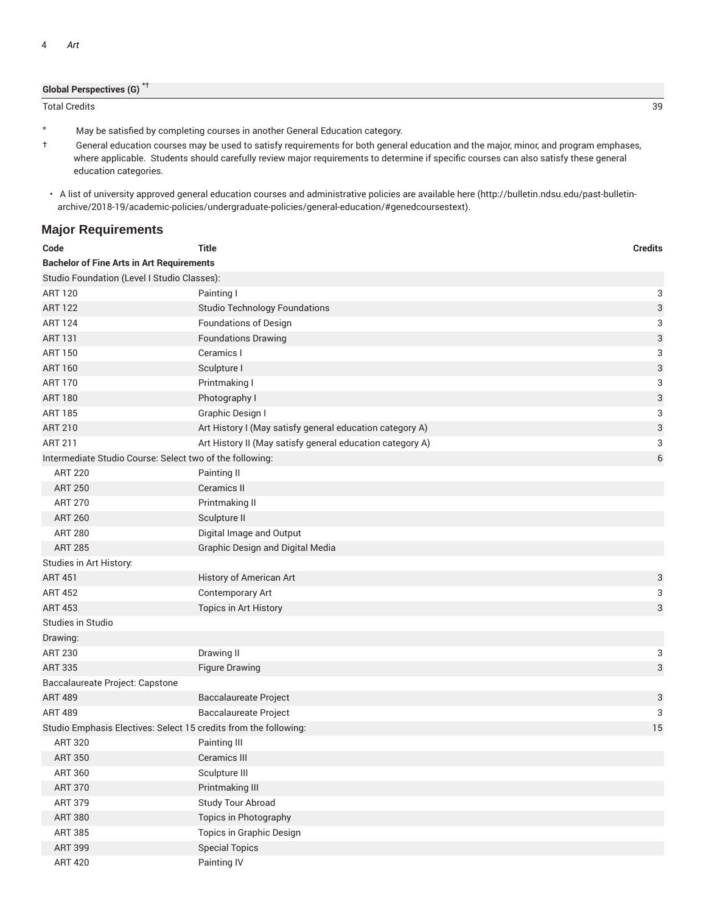| | |
|---|---|
| **Global Perspectives (G)** *† | |
| Total Credits | 39 |

\* May be satisfied by completing courses in another General Education category.

† General education courses may be used to satisfy requirements for both general education and the major, minor, and program emphases, where applicable. Students should carefully review major requirements to determine if specific courses can also satisfy these general education categories.

- A list of university approved general education courses and administrative policies are available here (http://bulletin.ndsu.edu/past-bulletin-archive/2018-19/academic-policies/undergraduate-policies/general-education/#genedcoursestext).

## Major Requirements

| Code | Title | Credits |
|---|---|---|
| **Bachelor of Fine Arts in Art Requirements** | | |
| Studio Foundation (Level I Studio Classes): | | |
| ART 120 | Painting I | 3 |
| ART 122 | Studio Technology Foundations | 3 |
| ART 124 | Foundations of Design | 3 |
| ART 131 | Foundations Drawing | 3 |
| ART 150 | Ceramics I | 3 |
| ART 160 | Sculpture I | 3 |
| ART 170 | Printmaking I | 3 |
| ART 180 | Photography I | 3 |
| ART 185 | Graphic Design I | 3 |
| ART 210 | Art History I (May satisfy general education category A) | 3 |
| ART 211 | Art History II (May satisfy general education category A) | 3 |
| Intermediate Studio Course: Select two of the following: | | 6 |
| ART 220 | Painting II | |
| ART 250 | Ceramics II | |
| ART 270 | Printmaking II | |
| ART 260 | Sculpture II | |
| ART 280 | Digital Image and Output | |
| ART 285 | Graphic Design and Digital Media | |
| Studies in Art History: | | |
| ART 451 | History of American Art | 3 |
| ART 452 | Contemporary Art | 3 |
| ART 453 | Topics in Art History | 3 |
| Studies in Studio | | |
| Drawing: | | |
| ART 230 | Drawing II | 3 |
| ART 335 | Figure Drawing | 3 |
| Baccalaureate Project: Capstone | | |
| ART 489 | Baccalaureate Project | 3 |
| ART 489 | Baccalaureate Project | 3 |
| Studio Emphasis Electives: Select 15 credits from the following: | | 15 |
| ART 320 | Painting III | |
| ART 350 | Ceramics III | |
| ART 360 | Sculpture III | |
| ART 370 | Printmaking III | |
| ART 379 | Study Tour Abroad | |
| ART 380 | Topics in Photography | |
| ART 385 | Topics in Graphic Design | |
| ART 399 | Special Topics | |
| ART 420 | Painting IV | |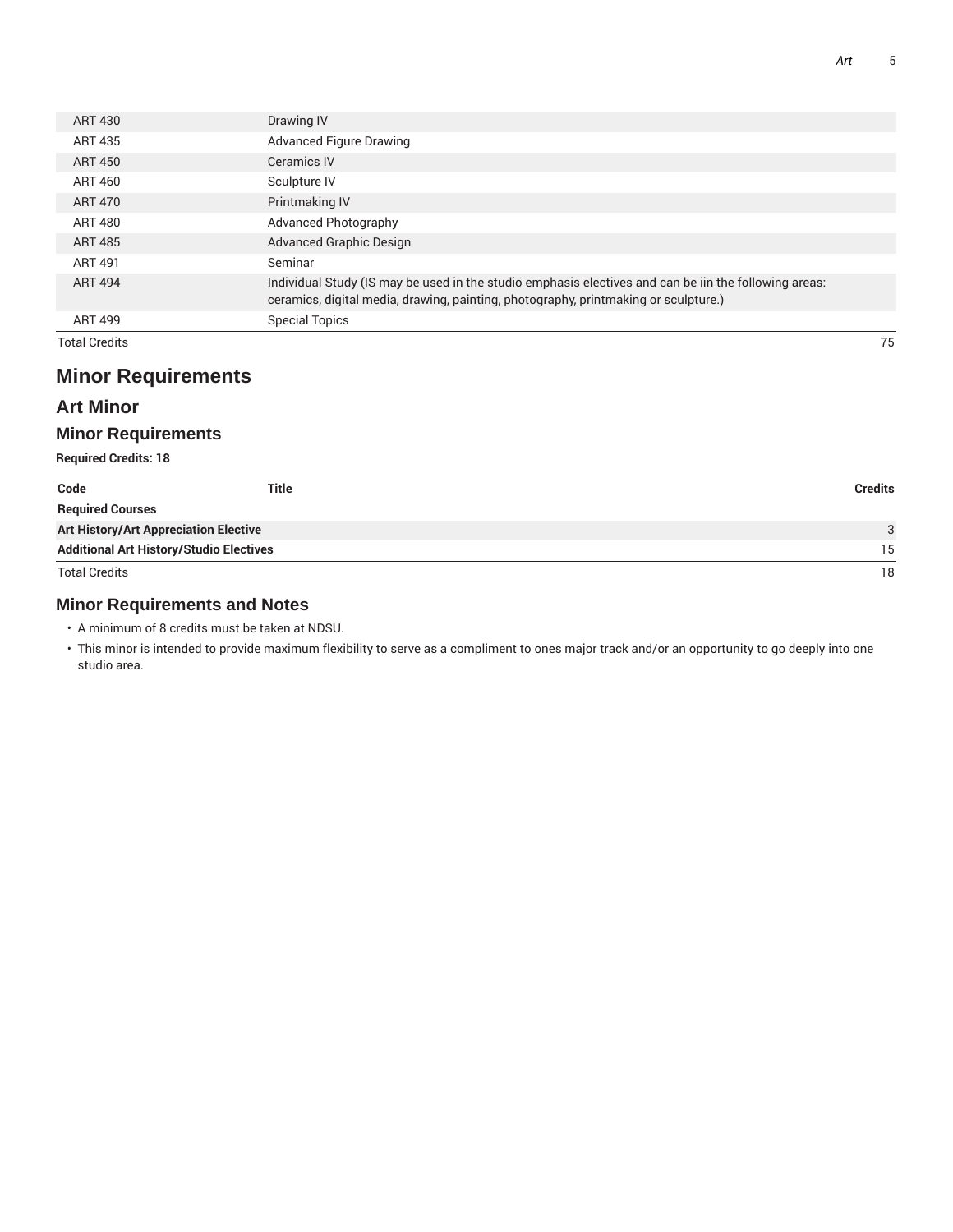| | | |
|---|---|---|
| ART 430 | Drawing IV | |
| ART 435 | Advanced Figure Drawing | |
| ART 450 | Ceramics IV | |
| ART 460 | Sculpture IV | |
| ART 470 | Printmaking IV | |
| ART 480 | Advanced Photography | |
| ART 485 | Advanced Graphic Design | |
| ART 491 | Seminar | |
| ART 494 | Individual Study (IS may be used in the studio emphasis electives and can be iin the following areas: ceramics, digital media, drawing, painting, photography, printmaking or sculpture.) | |
| ART 499 | Special Topics | |
| Total Credits | | 75 |

# Minor Requirements

## Art Minor

### Minor Requirements

**Required Credits: 18**

| Code | Title | Credits |
|---|---|---|
| **Required Courses** | | |
| **Art History/Art Appreciation Elective** | | 3 |
| **Additional Art History/Studio Electives** | | 15 |
| Total Credits | | 18 |

### Minor Requirements and Notes

- A minimum of 8 credits must be taken at NDSU.
- This minor is intended to provide maximum flexibility to serve as a compliment to ones major track and/or an opportunity to go deeply into one studio area.